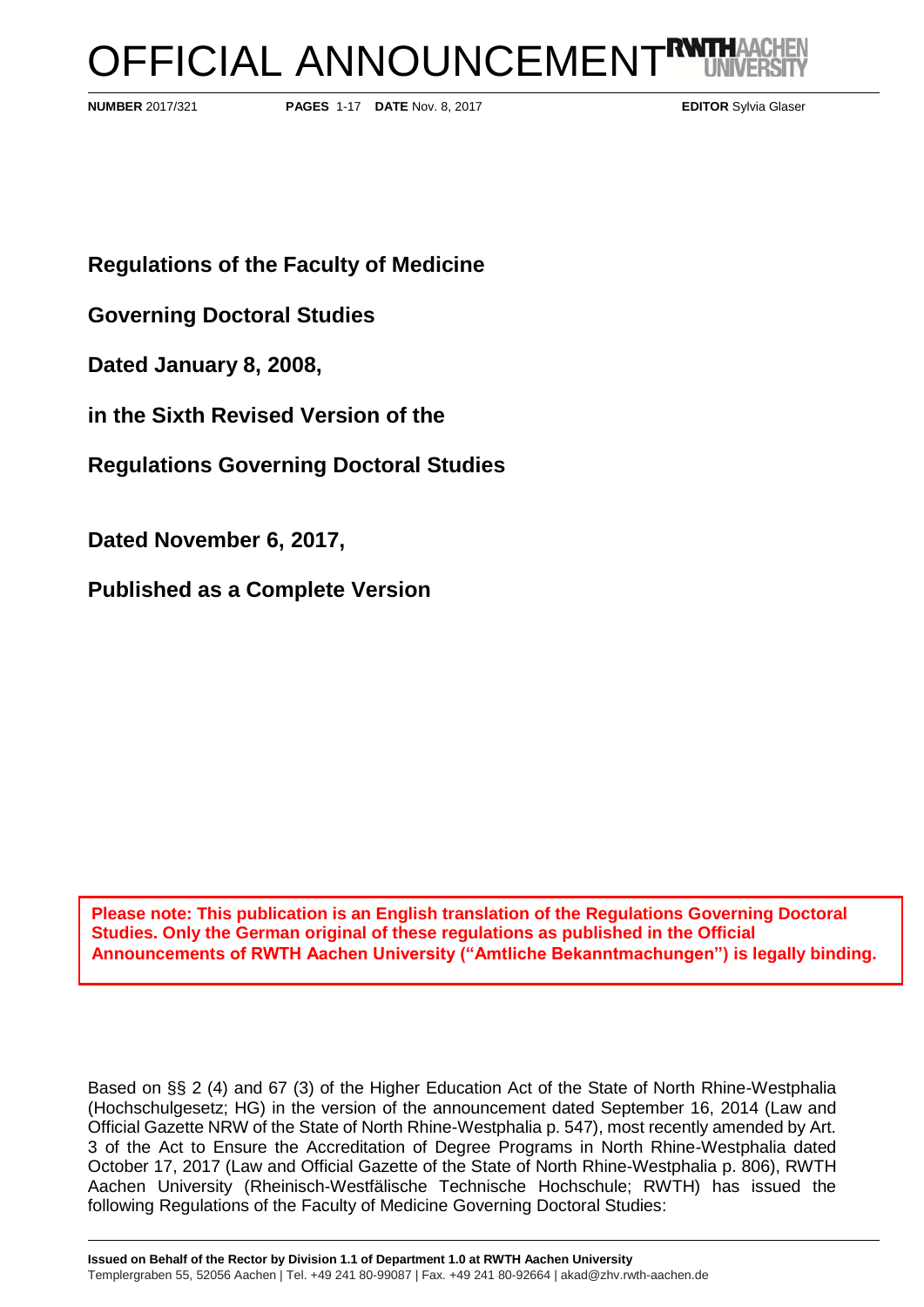# OFFICIAL ANNOUNCEMENT

**NUMBER** 2017/321 **PAGES** 1-17 **DATE** Nov. 8, 2017 **EDITOR** Sylvia Glaser

**Regulations of the Faculty of Medicine**

**Governing Doctoral Studies**

**Dated January 8, 2008,**

**in the Sixth Revised Version of the**

**Regulations Governing Doctoral Studies**

**Dated November 6, 2017,**

**Published as a Complete Version**

**Please note: This publication is an English translation of the Regulations Governing Doctoral Studies. Only the German original of these regulations as published in the Official Announcements of RWTH Aachen University ("Amtliche Bekanntmachungen") is legally binding.**

Based on §§ 2 (4) and 67 (3) of the Higher Education Act of the State of North Rhine-Westphalia (Hochschulgesetz; HG) in the version of the announcement dated September 16, 2014 (Law and Official Gazette NRW of the State of North Rhine-Westphalia p. 547), most recently amended by Art. 3 of the Act to Ensure the Accreditation of Degree Programs in North Rhine-Westphalia dated October 17, 2017 (Law and Official Gazette of the State of North Rhine-Westphalia p. 806), RWTH Aachen University (Rheinisch-Westfälische Technische Hochschule; RWTH) has issued the following Regulations of the Faculty of Medicine Governing Doctoral Studies:

**Issued on Behalf of the Rector by Division 1.1 of Department 1.0 at RWTH Aachen University**
Templergraben 55, 52056 Aachen | Tel. +49 241 80-99087 | Fax. +49 241 80-92664 | akad@zhv.rwth-aachen.de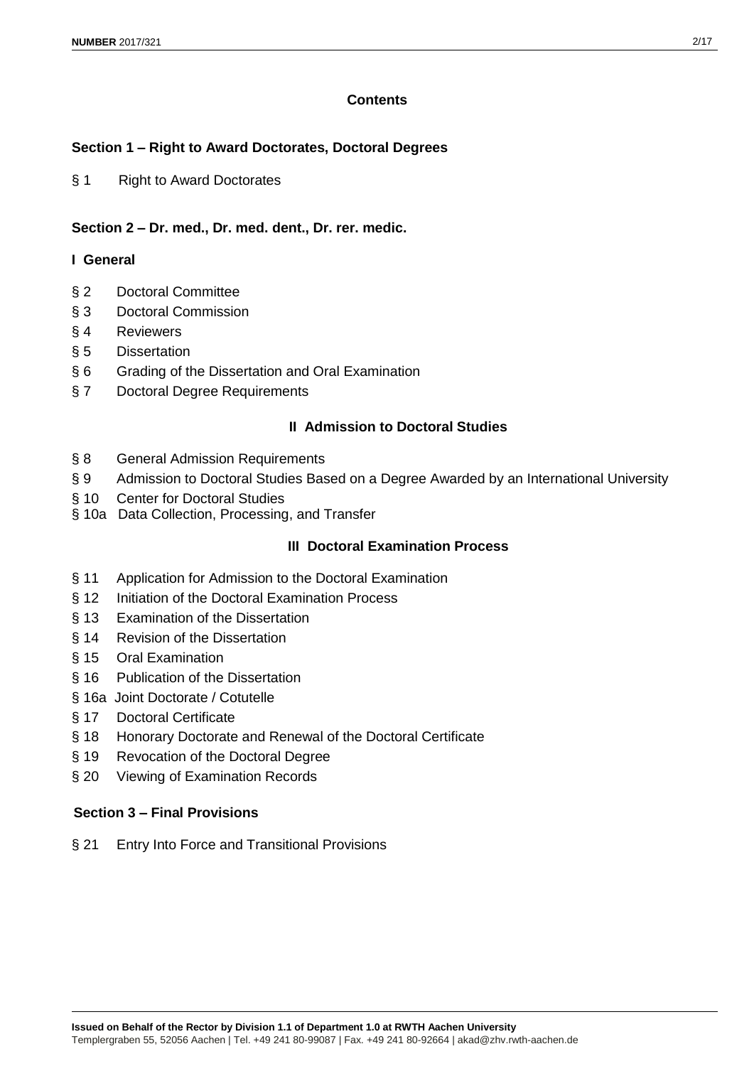## Contents

### Section 1 – Right to Award Doctorates, Doctoral Degrees

§ 1 Right to Award Doctorates

### Section 2 – Dr. med., Dr. med. dent., Dr. rer. medic.

#### I General

§ 2 Doctoral Committee
§ 3 Doctoral Commission
§ 4 Reviewers
§ 5 Dissertation
§ 6 Grading of the Dissertation and Oral Examination
§ 7 Doctoral Degree Requirements

#### II Admission to Doctoral Studies

§ 8 General Admission Requirements
§ 9 Admission to Doctoral Studies Based on a Degree Awarded by an International University
§ 10 Center for Doctoral Studies
§ 10a Data Collection, Processing, and Transfer

#### III Doctoral Examination Process

§ 11 Application for Admission to the Doctoral Examination
§ 12 Initiation of the Doctoral Examination Process
§ 13 Examination of the Dissertation
§ 14 Revision of the Dissertation
§ 15 Oral Examination
§ 16 Publication of the Dissertation
§ 16a Joint Doctorate / Cotutelle
§ 17 Doctoral Certificate
§ 18 Honorary Doctorate and Renewal of the Doctoral Certificate
§ 19 Revocation of the Doctoral Degree
§ 20 Viewing of Examination Records

### Section 3 – Final Provisions

§ 21 Entry Into Force and Transitional Provisions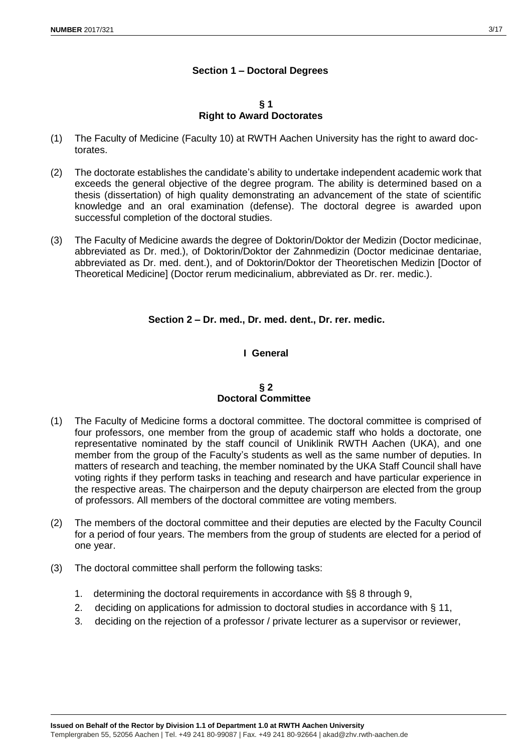## Section 1 – Doctoral Degrees

### § 1
### Right to Award Doctorates

(1) The Faculty of Medicine (Faculty 10) at RWTH Aachen University has the right to award doctorates.

(2) The doctorate establishes the candidate's ability to undertake independent academic work that exceeds the general objective of the degree program. The ability is determined based on a thesis (dissertation) of high quality demonstrating an advancement of the state of scientific knowledge and an oral examination (defense). The doctoral degree is awarded upon successful completion of the doctoral studies.

(3) The Faculty of Medicine awards the degree of Doktorin/Doktor der Medizin (Doctor medicinae, abbreviated as Dr. med.), of Doktorin/Doktor der Zahnmedizin (Doctor medicinae dentariae, abbreviated as Dr. med. dent.), and of Doktorin/Doktor der Theoretischen Medizin [Doctor of Theoretical Medicine] (Doctor rerum medicinalium, abbreviated as Dr. rer. medic.).

## Section 2 – Dr. med., Dr. med. dent., Dr. rer. medic.

### I General

### § 2
### Doctoral Committee

(1) The Faculty of Medicine forms a doctoral committee. The doctoral committee is comprised of four professors, one member from the group of academic staff who holds a doctorate, one representative nominated by the staff council of Uniklinik RWTH Aachen (UKA), and one member from the group of the Faculty's students as well as the same number of deputies. In matters of research and teaching, the member nominated by the UKA Staff Council shall have voting rights if they perform tasks in teaching and research and have particular experience in the respective areas. The chairperson and the deputy chairperson are elected from the group of professors. All members of the doctoral committee are voting members.

(2) The members of the doctoral committee and their deputies are elected by the Faculty Council for a period of four years. The members from the group of students are elected for a period of one year.

(3) The doctoral committee shall perform the following tasks:

1. determining the doctoral requirements in accordance with §§ 8 through 9,
2. deciding on applications for admission to doctoral studies in accordance with § 11,
3. deciding on the rejection of a professor / private lecturer as a supervisor or reviewer,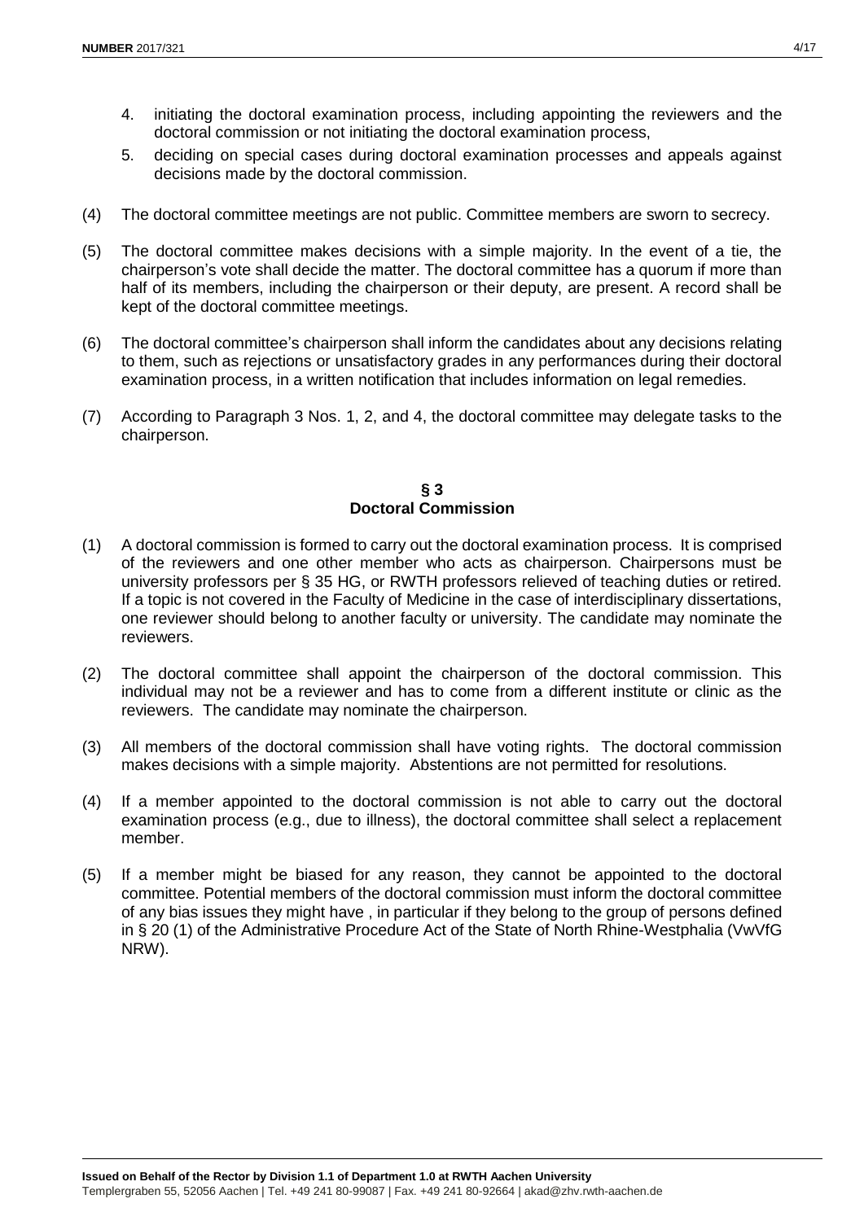4. initiating the doctoral examination process, including appointing the reviewers and the doctoral commission or not initiating the doctoral examination process,
5. deciding on special cases during doctoral examination processes and appeals against decisions made by the doctoral commission.

(4) The doctoral committee meetings are not public. Committee members are sworn to secrecy.

(5) The doctoral committee makes decisions with a simple majority. In the event of a tie, the chairperson's vote shall decide the matter. The doctoral committee has a quorum if more than half of its members, including the chairperson or their deputy, are present. A record shall be kept of the doctoral committee meetings.

(6) The doctoral committee's chairperson shall inform the candidates about any decisions relating to them, such as rejections or unsatisfactory grades in any performances during their doctoral examination process, in a written notification that includes information on legal remedies.

(7) According to Paragraph 3 Nos. 1, 2, and 4, the doctoral committee may delegate tasks to the chairperson.

## § 3
## Doctoral Commission

(1) A doctoral commission is formed to carry out the doctoral examination process. It is comprised of the reviewers and one other member who acts as chairperson. Chairpersons must be university professors per § 35 HG, or RWTH professors relieved of teaching duties or retired. If a topic is not covered in the Faculty of Medicine in the case of interdisciplinary dissertations, one reviewer should belong to another faculty or university. The candidate may nominate the reviewers.

(2) The doctoral committee shall appoint the chairperson of the doctoral commission. This individual may not be a reviewer and has to come from a different institute or clinic as the reviewers. The candidate may nominate the chairperson.

(3) All members of the doctoral commission shall have voting rights. The doctoral commission makes decisions with a simple majority. Abstentions are not permitted for resolutions.

(4) If a member appointed to the doctoral commission is not able to carry out the doctoral examination process (e.g., due to illness), the doctoral committee shall select a replacement member.

(5) If a member might be biased for any reason, they cannot be appointed to the doctoral committee. Potential members of the doctoral commission must inform the doctoral committee of any bias issues they might have , in particular if they belong to the group of persons defined in § 20 (1) of the Administrative Procedure Act of the State of North Rhine-Westphalia (VwVfG NRW).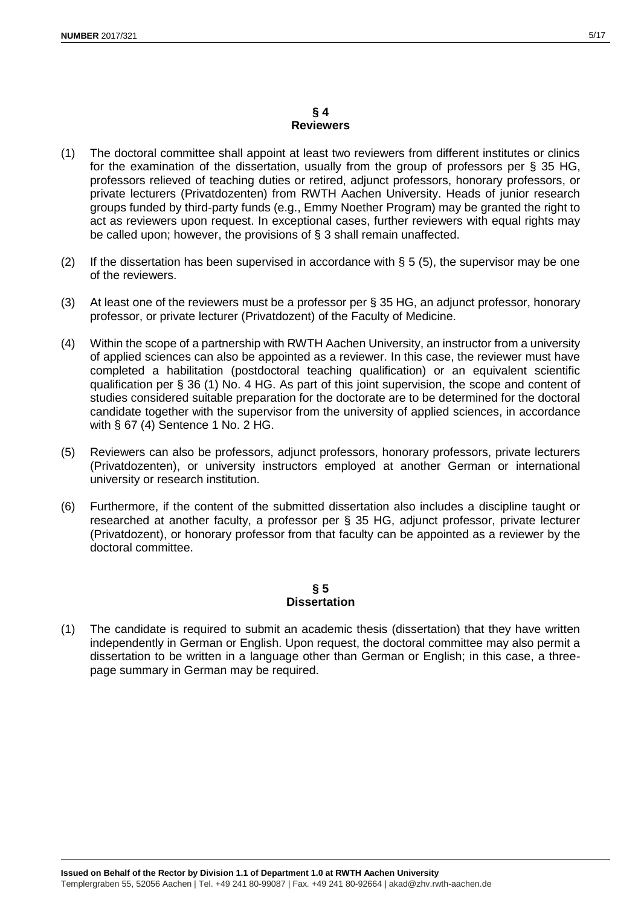## § 4
## Reviewers

(1) The doctoral committee shall appoint at least two reviewers from different institutes or clinics for the examination of the dissertation, usually from the group of professors per § 35 HG, professors relieved of teaching duties or retired, adjunct professors, honorary professors, or private lecturers (Privatdozenten) from RWTH Aachen University. Heads of junior research groups funded by third-party funds (e.g., Emmy Noether Program) may be granted the right to act as reviewers upon request. In exceptional cases, further reviewers with equal rights may be called upon; however, the provisions of § 3 shall remain unaffected.

(2) If the dissertation has been supervised in accordance with § 5 (5), the supervisor may be one of the reviewers.

(3) At least one of the reviewers must be a professor per § 35 HG, an adjunct professor, honorary professor, or private lecturer (Privatdozent) of the Faculty of Medicine.

(4) Within the scope of a partnership with RWTH Aachen University, an instructor from a university of applied sciences can also be appointed as a reviewer. In this case, the reviewer must have completed a habilitation (postdoctoral teaching qualification) or an equivalent scientific qualification per § 36 (1) No. 4 HG. As part of this joint supervision, the scope and content of studies considered suitable preparation for the doctorate are to be determined for the doctoral candidate together with the supervisor from the university of applied sciences, in accordance with § 67 (4) Sentence 1 No. 2 HG.

(5) Reviewers can also be professors, adjunct professors, honorary professors, private lecturers (Privatdozenten), or university instructors employed at another German or international university or research institution.

(6) Furthermore, if the content of the submitted dissertation also includes a discipline taught or researched at another faculty, a professor per § 35 HG, adjunct professor, private lecturer (Privatdozent), or honorary professor from that faculty can be appointed as a reviewer by the doctoral committee.

## § 5
## Dissertation

(1) The candidate is required to submit an academic thesis (dissertation) that they have written independently in German or English. Upon request, the doctoral committee may also permit a dissertation to be written in a language other than German or English; in this case, a three-page summary in German may be required.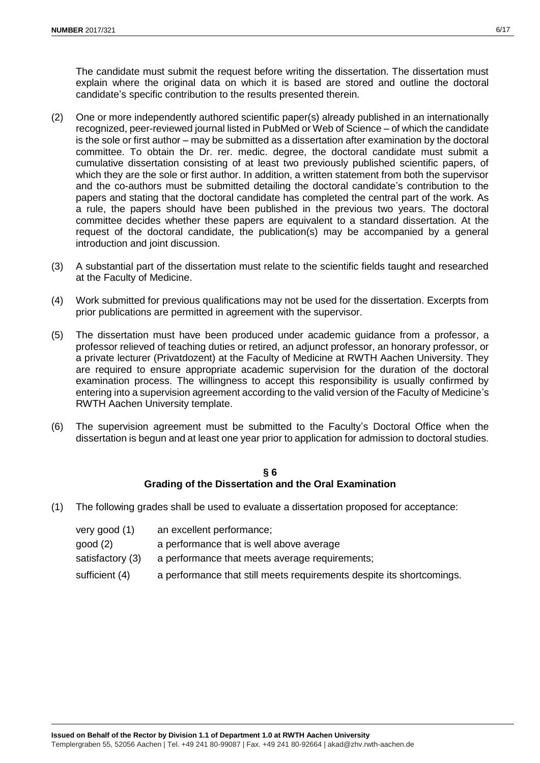The candidate must submit the request before writing the dissertation. The dissertation must explain where the original data on which it is based are stored and outline the doctoral candidate's specific contribution to the results presented therein.

(2) One or more independently authored scientific paper(s) already published in an internationally recognized, peer-reviewed journal listed in PubMed or Web of Science – of which the candidate is the sole or first author – may be submitted as a dissertation after examination by the doctoral committee. To obtain the Dr. rer. medic. degree, the doctoral candidate must submit a cumulative dissertation consisting of at least two previously published scientific papers, of which they are the sole or first author. In addition, a written statement from both the supervisor and the co-authors must be submitted detailing the doctoral candidate's contribution to the papers and stating that the doctoral candidate has completed the central part of the work. As a rule, the papers should have been published in the previous two years. The doctoral committee decides whether these papers are equivalent to a standard dissertation. At the request of the doctoral candidate, the publication(s) may be accompanied by a general introduction and joint discussion.

(3) A substantial part of the dissertation must relate to the scientific fields taught and researched at the Faculty of Medicine.

(4) Work submitted for previous qualifications may not be used for the dissertation. Excerpts from prior publications are permitted in agreement with the supervisor.

(5) The dissertation must have been produced under academic guidance from a professor, a professor relieved of teaching duties or retired, an adjunct professor, an honorary professor, or a private lecturer (Privatdozent) at the Faculty of Medicine at RWTH Aachen University. They are required to ensure appropriate academic supervision for the duration of the doctoral examination process. The willingness to accept this responsibility is usually confirmed by entering into a supervision agreement according to the valid version of the Faculty of Medicine's RWTH Aachen University template.

(6) The supervision agreement must be submitted to the Faculty's Doctoral Office when the dissertation is begun and at least one year prior to application for admission to doctoral studies.

## § 6
## Grading of the Dissertation and the Oral Examination

(1) The following grades shall be used to evaluate a dissertation proposed for acceptance:

| | |
|---|---|
| very good (1) | an excellent performance; |
| good (2) | a performance that is well above average |
| satisfactory (3) | a performance that meets average requirements; |
| sufficient (4) | a performance that still meets requirements despite its shortcomings. |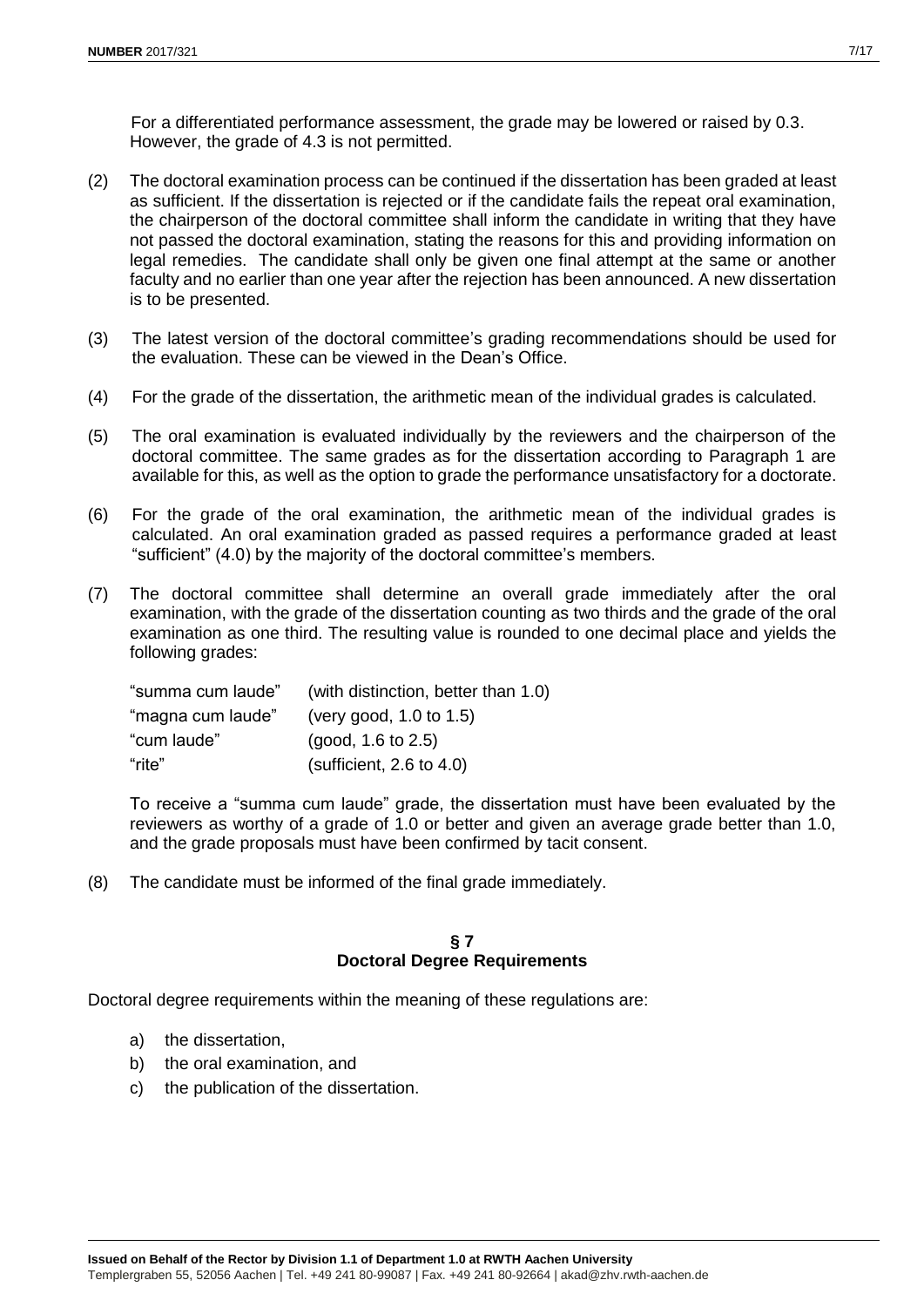For a differentiated performance assessment, the grade may be lowered or raised by 0.3. However, the grade of 4.3 is not permitted.

(2) The doctoral examination process can be continued if the dissertation has been graded at least as sufficient. If the dissertation is rejected or if the candidate fails the repeat oral examination, the chairperson of the doctoral committee shall inform the candidate in writing that they have not passed the doctoral examination, stating the reasons for this and providing information on legal remedies. The candidate shall only be given one final attempt at the same or another faculty and no earlier than one year after the rejection has been announced. A new dissertation is to be presented.

(3) The latest version of the doctoral committee's grading recommendations should be used for the evaluation. These can be viewed in the Dean's Office.

(4) For the grade of the dissertation, the arithmetic mean of the individual grades is calculated.

(5) The oral examination is evaluated individually by the reviewers and the chairperson of the doctoral committee. The same grades as for the dissertation according to Paragraph 1 are available for this, as well as the option to grade the performance unsatisfactory for a doctorate.

(6) For the grade of the oral examination, the arithmetic mean of the individual grades is calculated. An oral examination graded as passed requires a performance graded at least "sufficient" (4.0) by the majority of the doctoral committee's members.

(7) The doctoral committee shall determine an overall grade immediately after the oral examination, with the grade of the dissertation counting as two thirds and the grade of the oral examination as one third. The resulting value is rounded to one decimal place and yields the following grades:

| | |
|---|---|
| "summa cum laude" | (with distinction, better than 1.0) |
| "magna cum laude" | (very good, 1.0 to 1.5) |
| "cum laude" | (good, 1.6 to 2.5) |
| "rite" | (sufficient, 2.6 to 4.0) |

To receive a "summa cum laude" grade, the dissertation must have been evaluated by the reviewers as worthy of a grade of 1.0 or better and given an average grade better than 1.0, and the grade proposals must have been confirmed by tacit consent.

(8) The candidate must be informed of the final grade immediately.

## § 7
## Doctoral Degree Requirements

Doctoral degree requirements within the meaning of these regulations are:

a) the dissertation,
b) the oral examination, and
c) the publication of the dissertation.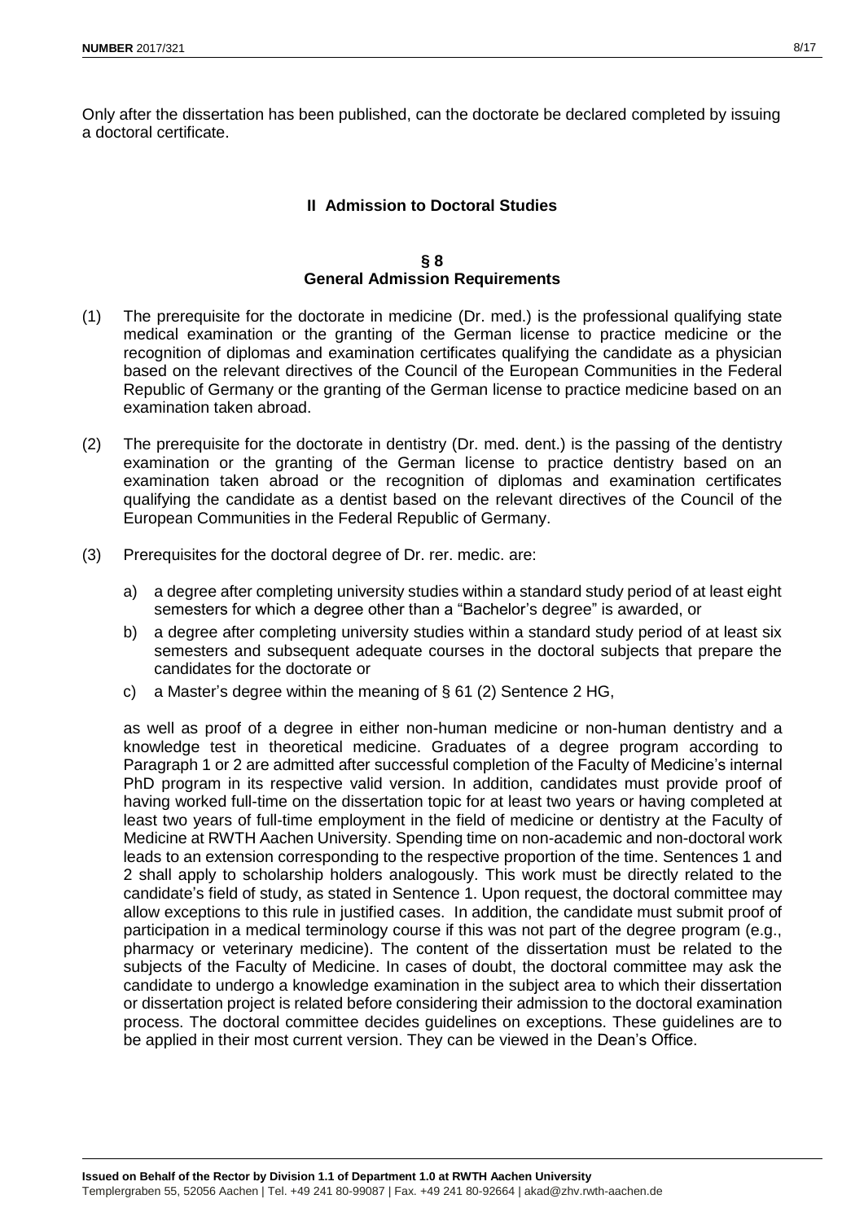Only after the dissertation has been published, can the doctorate be declared completed by issuing a doctoral certificate.

## II Admission to Doctoral Studies

### § 8
### General Admission Requirements

(1) The prerequisite for the doctorate in medicine (Dr. med.) is the professional qualifying state medical examination or the granting of the German license to practice medicine or the recognition of diplomas and examination certificates qualifying the candidate as a physician based on the relevant directives of the Council of the European Communities in the Federal Republic of Germany or the granting of the German license to practice medicine based on an examination taken abroad.

(2) The prerequisite for the doctorate in dentistry (Dr. med. dent.) is the passing of the dentistry examination or the granting of the German license to practice dentistry based on an examination taken abroad or the recognition of diplomas and examination certificates qualifying the candidate as a dentist based on the relevant directives of the Council of the European Communities in the Federal Republic of Germany.

(3) Prerequisites for the doctoral degree of Dr. rer. medic. are:

a) a degree after completing university studies within a standard study period of at least eight semesters for which a degree other than a "Bachelor's degree" is awarded, or

b) a degree after completing university studies within a standard study period of at least six semesters and subsequent adequate courses in the doctoral subjects that prepare the candidates for the doctorate or

c) a Master's degree within the meaning of § 61 (2) Sentence 2 HG,

as well as proof of a degree in either non-human medicine or non-human dentistry and a knowledge test in theoretical medicine. Graduates of a degree program according to Paragraph 1 or 2 are admitted after successful completion of the Faculty of Medicine's internal PhD program in its respective valid version. In addition, candidates must provide proof of having worked full-time on the dissertation topic for at least two years or having completed at least two years of full-time employment in the field of medicine or dentistry at the Faculty of Medicine at RWTH Aachen University. Spending time on non-academic and non-doctoral work leads to an extension corresponding to the respective proportion of the time. Sentences 1 and 2 shall apply to scholarship holders analogously. This work must be directly related to the candidate's field of study, as stated in Sentence 1. Upon request, the doctoral committee may allow exceptions to this rule in justified cases. In addition, the candidate must submit proof of participation in a medical terminology course if this was not part of the degree program (e.g., pharmacy or veterinary medicine). The content of the dissertation must be related to the subjects of the Faculty of Medicine. In cases of doubt, the doctoral committee may ask the candidate to undergo a knowledge examination in the subject area to which their dissertation or dissertation project is related before considering their admission to the doctoral examination process. The doctoral committee decides guidelines on exceptions. These guidelines are to be applied in their most current version. They can be viewed in the Dean's Office.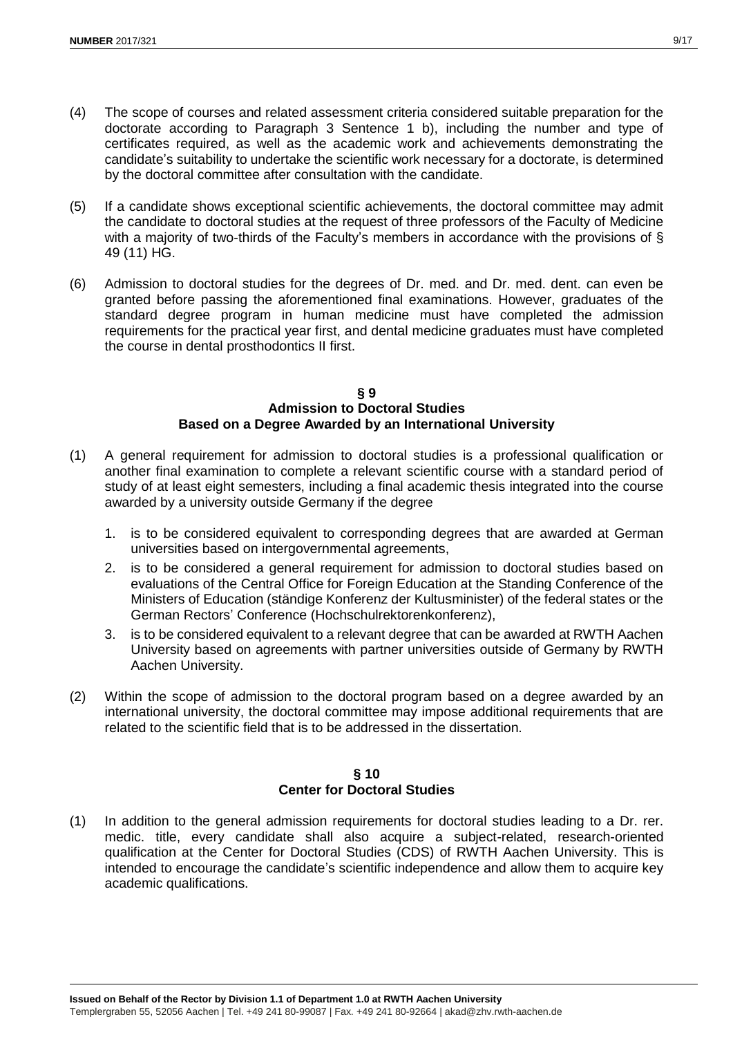(4) The scope of courses and related assessment criteria considered suitable preparation for the doctorate according to Paragraph 3 Sentence 1 b), including the number and type of certificates required, as well as the academic work and achievements demonstrating the candidate's suitability to undertake the scientific work necessary for a doctorate, is determined by the doctoral committee after consultation with the candidate.

(5) If a candidate shows exceptional scientific achievements, the doctoral committee may admit the candidate to doctoral studies at the request of three professors of the Faculty of Medicine with a majority of two-thirds of the Faculty's members in accordance with the provisions of § 49 (11) HG.

(6) Admission to doctoral studies for the degrees of Dr. med. and Dr. med. dent. can even be granted before passing the aforementioned final examinations. However, graduates of the standard degree program in human medicine must have completed the admission requirements for the practical year first, and dental medicine graduates must have completed the course in dental prosthodontics II first.

## § 9
## Admission to Doctoral Studies Based on a Degree Awarded by an International University

(1) A general requirement for admission to doctoral studies is a professional qualification or another final examination to complete a relevant scientific course with a standard period of study of at least eight semesters, including a final academic thesis integrated into the course awarded by a university outside Germany if the degree

   1. is to be considered equivalent to corresponding degrees that are awarded at German universities based on intergovernmental agreements,
   2. is to be considered a general requirement for admission to doctoral studies based on evaluations of the Central Office for Foreign Education at the Standing Conference of the Ministers of Education (ständige Konferenz der Kultusminister) of the federal states or the German Rectors' Conference (Hochschulrektorenkonferenz),
   3. is to be considered equivalent to a relevant degree that can be awarded at RWTH Aachen University based on agreements with partner universities outside of Germany by RWTH Aachen University.

(2) Within the scope of admission to the doctoral program based on a degree awarded by an international university, the doctoral committee may impose additional requirements that are related to the scientific field that is to be addressed in the dissertation.

## § 10
## Center for Doctoral Studies

(1) In addition to the general admission requirements for doctoral studies leading to a Dr. rer. medic. title, every candidate shall also acquire a subject-related, research-oriented qualification at the Center for Doctoral Studies (CDS) of RWTH Aachen University. This is intended to encourage the candidate's scientific independence and allow them to acquire key academic qualifications.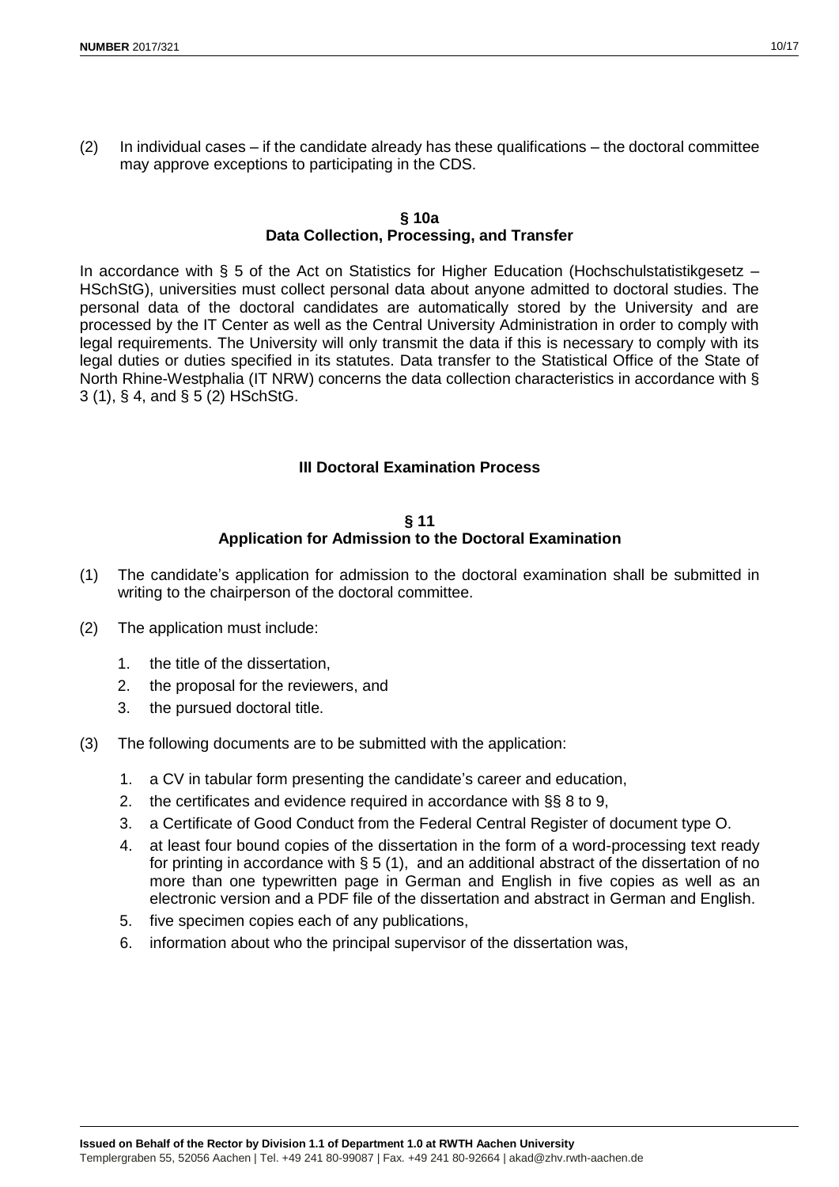(2) In individual cases – if the candidate already has these qualifications – the doctoral committee may approve exceptions to participating in the CDS.

### § 10a
### Data Collection, Processing, and Transfer

In accordance with § 5 of the Act on Statistics for Higher Education (Hochschulstatistikgesetz – HSchStG), universities must collect personal data about anyone admitted to doctoral studies. The personal data of the doctoral candidates are automatically stored by the University and are processed by the IT Center as well as the Central University Administration in order to comply with legal requirements. The University will only transmit the data if this is necessary to comply with its legal duties or duties specified in its statutes. Data transfer to the Statistical Office of the State of North Rhine-Westphalia (IT NRW) concerns the data collection characteristics in accordance with § 3 (1), § 4, and § 5 (2) HSchStG.

## III Doctoral Examination Process

### § 11
### Application for Admission to the Doctoral Examination

(1) The candidate's application for admission to the doctoral examination shall be submitted in writing to the chairperson of the doctoral committee.

(2) The application must include:

1. the title of the dissertation,
2. the proposal for the reviewers, and
3. the pursued doctoral title.

(3) The following documents are to be submitted with the application:

1. a CV in tabular form presenting the candidate's career and education,
2. the certificates and evidence required in accordance with §§ 8 to 9,
3. a Certificate of Good Conduct from the Federal Central Register of document type O.
4. at least four bound copies of the dissertation in the form of a word-processing text ready for printing in accordance with § 5 (1), and an additional abstract of the dissertation of no more than one typewritten page in German and English in five copies as well as an electronic version and a PDF file of the dissertation and abstract in German and English.
5. five specimen copies each of any publications,
6. information about who the principal supervisor of the dissertation was,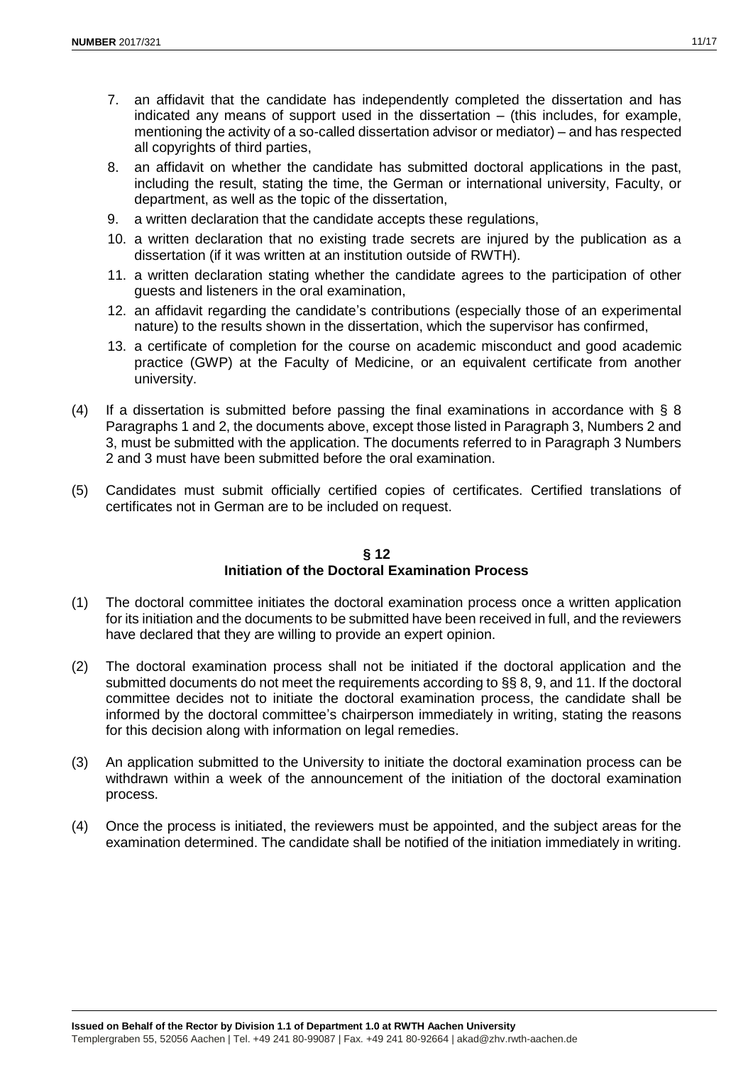7. an affidavit that the candidate has independently completed the dissertation and has indicated any means of support used in the dissertation – (this includes, for example, mentioning the activity of a so-called dissertation advisor or mediator) – and has respected all copyrights of third parties,
8. an affidavit on whether the candidate has submitted doctoral applications in the past, including the result, stating the time, the German or international university, Faculty, or department, as well as the topic of the dissertation,
9. a written declaration that the candidate accepts these regulations,
10. a written declaration that no existing trade secrets are injured by the publication as a dissertation (if it was written at an institution outside of RWTH).
11. a written declaration stating whether the candidate agrees to the participation of other guests and listeners in the oral examination,
12. an affidavit regarding the candidate's contributions (especially those of an experimental nature) to the results shown in the dissertation, which the supervisor has confirmed,
13. a certificate of completion for the course on academic misconduct and good academic practice (GWP) at the Faculty of Medicine, or an equivalent certificate from another university.

(4) If a dissertation is submitted before passing the final examinations in accordance with § 8 Paragraphs 1 and 2, the documents above, except those listed in Paragraph 3, Numbers 2 and 3, must be submitted with the application. The documents referred to in Paragraph 3 Numbers 2 and 3 must have been submitted before the oral examination.

(5) Candidates must submit officially certified copies of certificates. Certified translations of certificates not in German are to be included on request.

## § 12
## Initiation of the Doctoral Examination Process

(1) The doctoral committee initiates the doctoral examination process once a written application for its initiation and the documents to be submitted have been received in full, and the reviewers have declared that they are willing to provide an expert opinion.

(2) The doctoral examination process shall not be initiated if the doctoral application and the submitted documents do not meet the requirements according to §§ 8, 9, and 11. If the doctoral committee decides not to initiate the doctoral examination process, the candidate shall be informed by the doctoral committee's chairperson immediately in writing, stating the reasons for this decision along with information on legal remedies.

(3) An application submitted to the University to initiate the doctoral examination process can be withdrawn within a week of the announcement of the initiation of the doctoral examination process.

(4) Once the process is initiated, the reviewers must be appointed, and the subject areas for the examination determined. The candidate shall be notified of the initiation immediately in writing.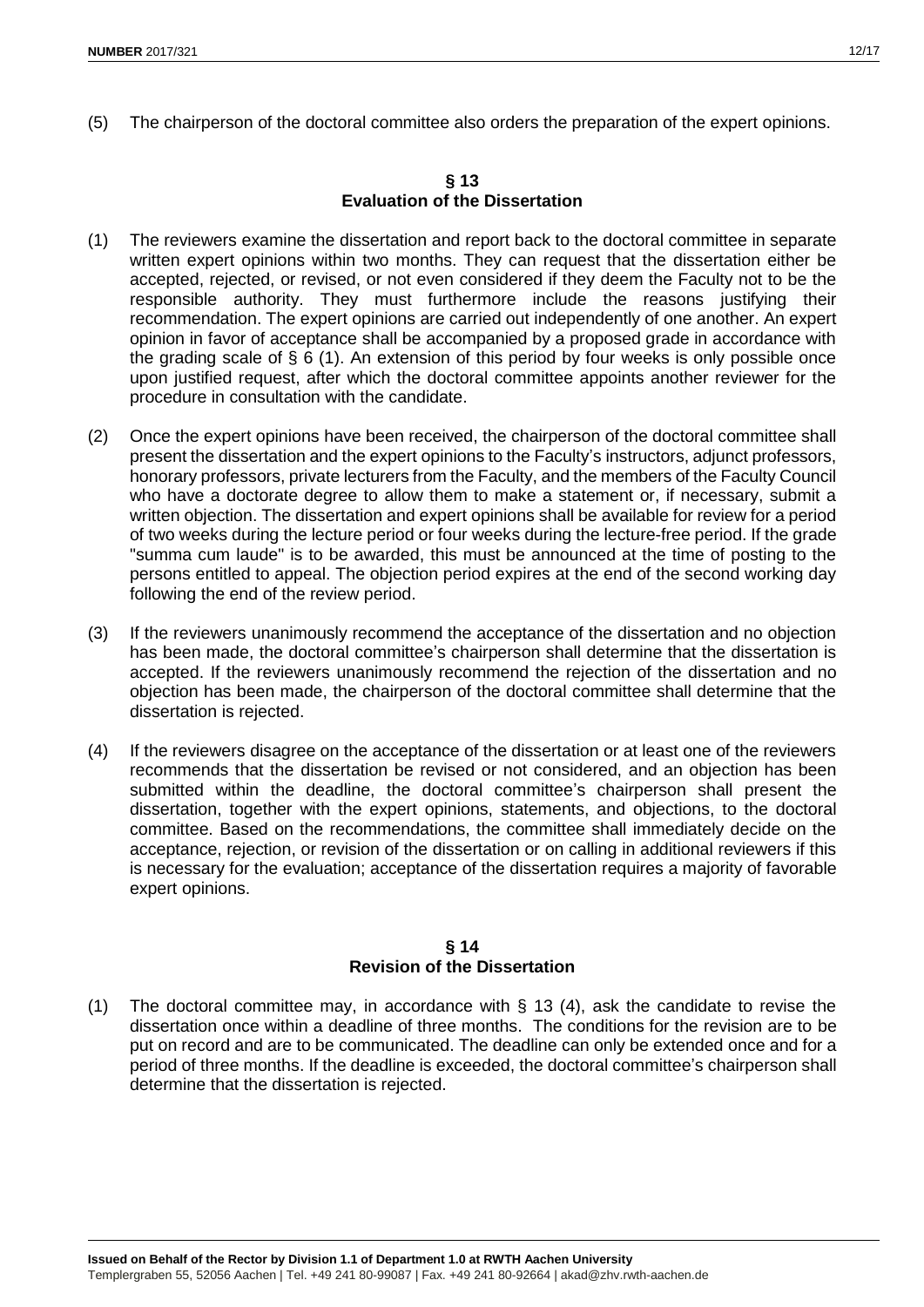(5) The chairperson of the doctoral committee also orders the preparation of the expert opinions.

## § 13
## Evaluation of the Dissertation

(1) The reviewers examine the dissertation and report back to the doctoral committee in separate written expert opinions within two months. They can request that the dissertation either be accepted, rejected, or revised, or not even considered if they deem the Faculty not to be the responsible authority. They must furthermore include the reasons justifying their recommendation. The expert opinions are carried out independently of one another. An expert opinion in favor of acceptance shall be accompanied by a proposed grade in accordance with the grading scale of § 6 (1). An extension of this period by four weeks is only possible once upon justified request, after which the doctoral committee appoints another reviewer for the procedure in consultation with the candidate.

(2) Once the expert opinions have been received, the chairperson of the doctoral committee shall present the dissertation and the expert opinions to the Faculty's instructors, adjunct professors, honorary professors, private lecturers from the Faculty, and the members of the Faculty Council who have a doctorate degree to allow them to make a statement or, if necessary, submit a written objection. The dissertation and expert opinions shall be available for review for a period of two weeks during the lecture period or four weeks during the lecture-free period. If the grade "summa cum laude" is to be awarded, this must be announced at the time of posting to the persons entitled to appeal. The objection period expires at the end of the second working day following the end of the review period.

(3) If the reviewers unanimously recommend the acceptance of the dissertation and no objection has been made, the doctoral committee's chairperson shall determine that the dissertation is accepted. If the reviewers unanimously recommend the rejection of the dissertation and no objection has been made, the chairperson of the doctoral committee shall determine that the dissertation is rejected.

(4) If the reviewers disagree on the acceptance of the dissertation or at least one of the reviewers recommends that the dissertation be revised or not considered, and an objection has been submitted within the deadline, the doctoral committee's chairperson shall present the dissertation, together with the expert opinions, statements, and objections, to the doctoral committee. Based on the recommendations, the committee shall immediately decide on the acceptance, rejection, or revision of the dissertation or on calling in additional reviewers if this is necessary for the evaluation; acceptance of the dissertation requires a majority of favorable expert opinions.

## § 14
## Revision of the Dissertation

(1) The doctoral committee may, in accordance with § 13 (4), ask the candidate to revise the dissertation once within a deadline of three months. The conditions for the revision are to be put on record and are to be communicated. The deadline can only be extended once and for a period of three months. If the deadline is exceeded, the doctoral committee's chairperson shall determine that the dissertation is rejected.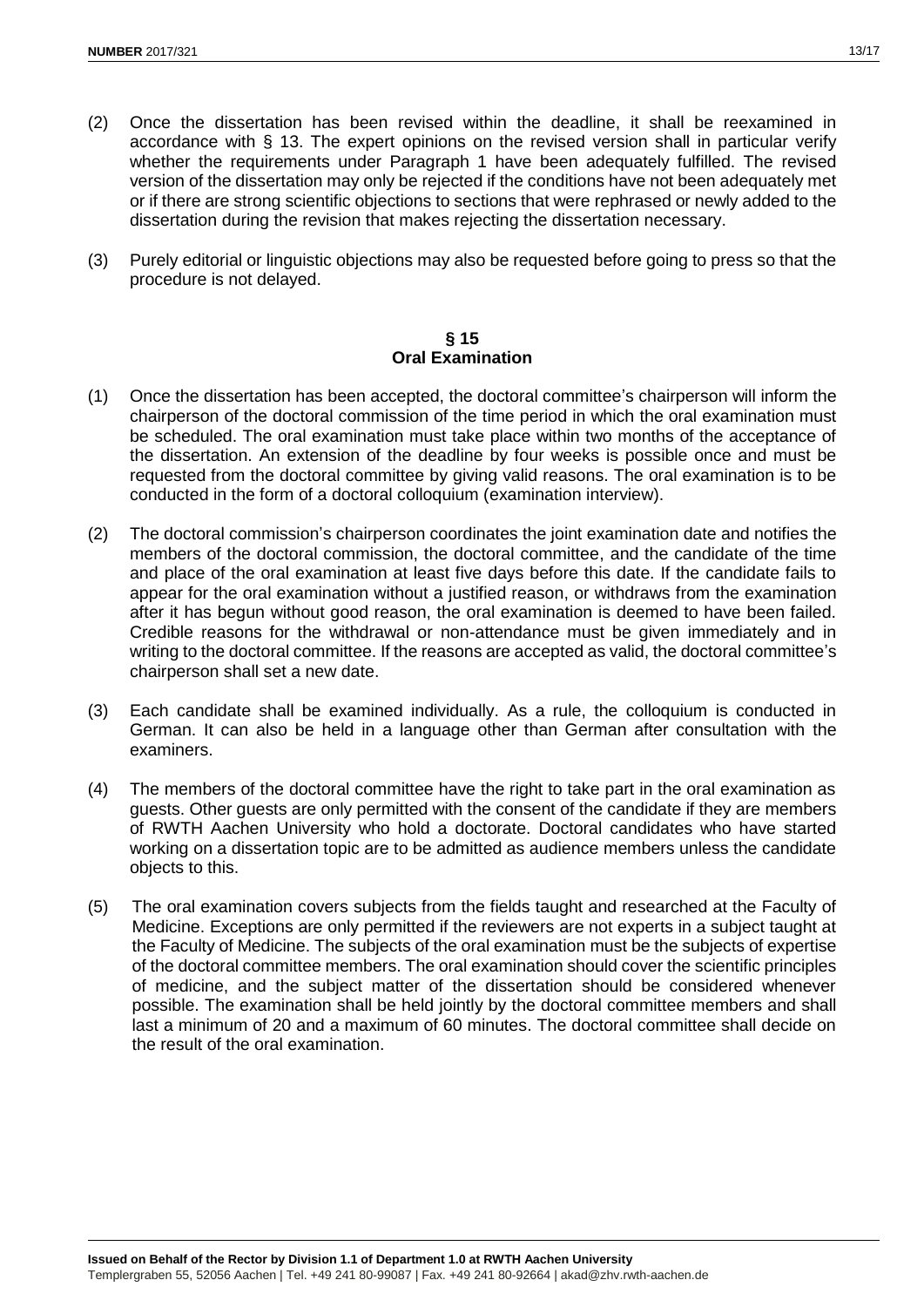(2) Once the dissertation has been revised within the deadline, it shall be reexamined in accordance with § 13. The expert opinions on the revised version shall in particular verify whether the requirements under Paragraph 1 have been adequately fulfilled. The revised version of the dissertation may only be rejected if the conditions have not been adequately met or if there are strong scientific objections to sections that were rephrased or newly added to the dissertation during the revision that makes rejecting the dissertation necessary.

(3) Purely editorial or linguistic objections may also be requested before going to press so that the procedure is not delayed.

## § 15
## Oral Examination

(1) Once the dissertation has been accepted, the doctoral committee's chairperson will inform the chairperson of the doctoral commission of the time period in which the oral examination must be scheduled. The oral examination must take place within two months of the acceptance of the dissertation. An extension of the deadline by four weeks is possible once and must be requested from the doctoral committee by giving valid reasons. The oral examination is to be conducted in the form of a doctoral colloquium (examination interview).

(2) The doctoral commission's chairperson coordinates the joint examination date and notifies the members of the doctoral commission, the doctoral committee, and the candidate of the time and place of the oral examination at least five days before this date. If the candidate fails to appear for the oral examination without a justified reason, or withdraws from the examination after it has begun without good reason, the oral examination is deemed to have been failed. Credible reasons for the withdrawal or non-attendance must be given immediately and in writing to the doctoral committee. If the reasons are accepted as valid, the doctoral committee's chairperson shall set a new date.

(3) Each candidate shall be examined individually. As a rule, the colloquium is conducted in German. It can also be held in a language other than German after consultation with the examiners.

(4) The members of the doctoral committee have the right to take part in the oral examination as guests. Other guests are only permitted with the consent of the candidate if they are members of RWTH Aachen University who hold a doctorate. Doctoral candidates who have started working on a dissertation topic are to be admitted as audience members unless the candidate objects to this.

(5) The oral examination covers subjects from the fields taught and researched at the Faculty of Medicine. Exceptions are only permitted if the reviewers are not experts in a subject taught at the Faculty of Medicine. The subjects of the oral examination must be the subjects of expertise of the doctoral committee members. The oral examination should cover the scientific principles of medicine, and the subject matter of the dissertation should be considered whenever possible. The examination shall be held jointly by the doctoral committee members and shall last a minimum of 20 and a maximum of 60 minutes. The doctoral committee shall decide on the result of the oral examination.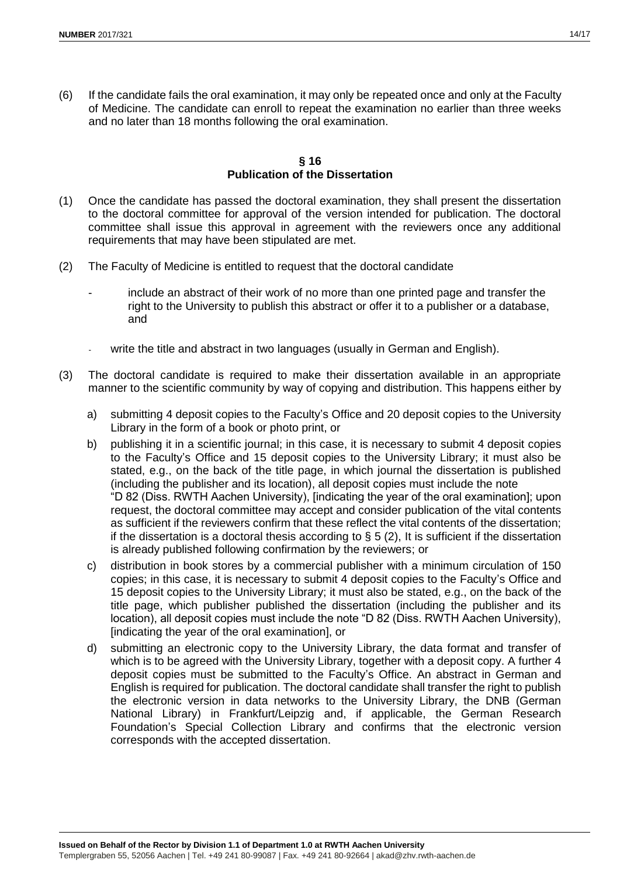(6) If the candidate fails the oral examination, it may only be repeated once and only at the Faculty of Medicine. The candidate can enroll to repeat the examination no earlier than three weeks and no later than 18 months following the oral examination.

## § 16
## Publication of the Dissertation

(1) Once the candidate has passed the doctoral examination, they shall present the dissertation to the doctoral committee for approval of the version intended for publication. The doctoral committee shall issue this approval in agreement with the reviewers once any additional requirements that may have been stipulated are met.

(2) The Faculty of Medicine is entitled to request that the doctoral candidate

- include an abstract of their work of no more than one printed page and transfer the right to the University to publish this abstract or offer it to a publisher or a database, and

- write the title and abstract in two languages (usually in German and English).

(3) The doctoral candidate is required to make their dissertation available in an appropriate manner to the scientific community by way of copying and distribution. This happens either by

a) submitting 4 deposit copies to the Faculty's Office and 20 deposit copies to the University Library in the form of a book or photo print, or

b) publishing it in a scientific journal; in this case, it is necessary to submit 4 deposit copies to the Faculty's Office and 15 deposit copies to the University Library; it must also be stated, e.g., on the back of the title page, in which journal the dissertation is published (including the publisher and its location), all deposit copies must include the note "D 82 (Diss. RWTH Aachen University), [indicating the year of the oral examination]; upon request, the doctoral committee may accept and consider publication of the vital contents as sufficient if the reviewers confirm that these reflect the vital contents of the dissertation; if the dissertation is a doctoral thesis according to § 5 (2), It is sufficient if the dissertation is already published following confirmation by the reviewers; or

c) distribution in book stores by a commercial publisher with a minimum circulation of 150 copies; in this case, it is necessary to submit 4 deposit copies to the Faculty's Office and 15 deposit copies to the University Library; it must also be stated, e.g., on the back of the title page, which publisher published the dissertation (including the publisher and its location), all deposit copies must include the note "D 82 (Diss. RWTH Aachen University), [indicating the year of the oral examination], or

d) submitting an electronic copy to the University Library, the data format and transfer of which is to be agreed with the University Library, together with a deposit copy. A further 4 deposit copies must be submitted to the Faculty's Office. An abstract in German and English is required for publication. The doctoral candidate shall transfer the right to publish the electronic version in data networks to the University Library, the DNB (German National Library) in Frankfurt/Leipzig and, if applicable, the German Research Foundation's Special Collection Library and confirms that the electronic version corresponds with the accepted dissertation.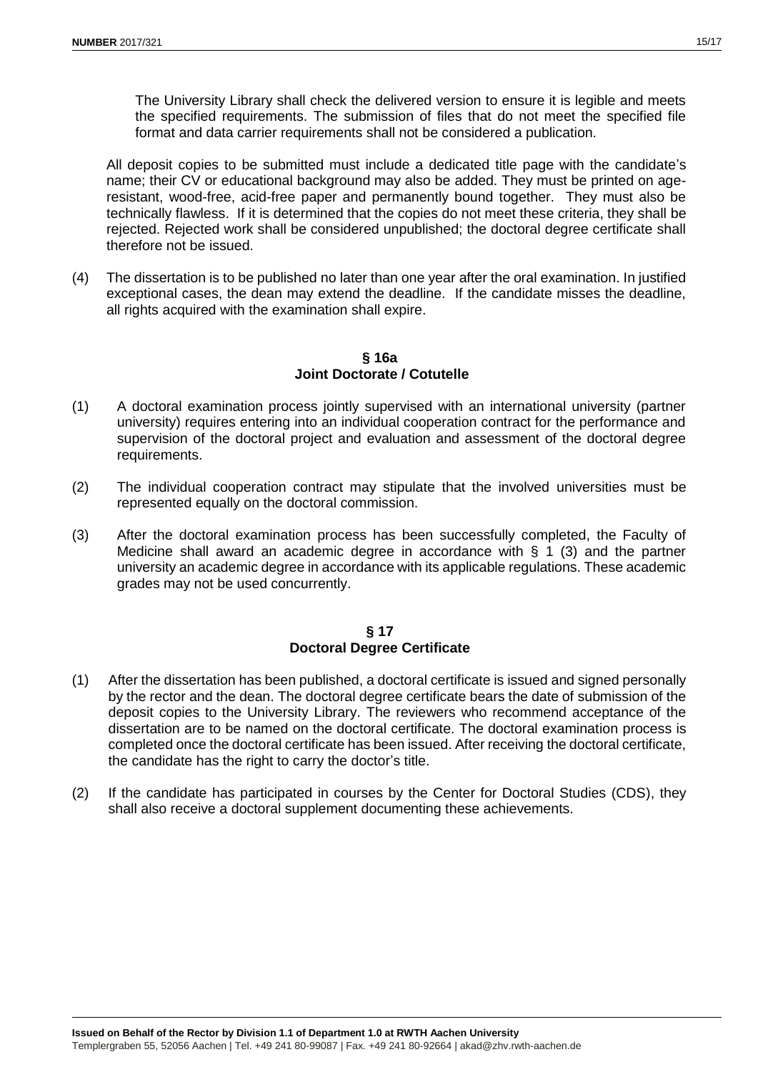The University Library shall check the delivered version to ensure it is legible and meets the specified requirements. The submission of files that do not meet the specified file format and data carrier requirements shall not be considered a publication.

All deposit copies to be submitted must include a dedicated title page with the candidate's name; their CV or educational background may also be added. They must be printed on age-resistant, wood-free, acid-free paper and permanently bound together. They must also be technically flawless. If it is determined that the copies do not meet these criteria, they shall be rejected. Rejected work shall be considered unpublished; the doctoral degree certificate shall therefore not be issued.

(4) The dissertation is to be published no later than one year after the oral examination. In justified exceptional cases, the dean may extend the deadline. If the candidate misses the deadline, all rights acquired with the examination shall expire.

### § 16a
### Joint Doctorate / Cotutelle

(1) A doctoral examination process jointly supervised with an international university (partner university) requires entering into an individual cooperation contract for the performance and supervision of the doctoral project and evaluation and assessment of the doctoral degree requirements.

(2) The individual cooperation contract may stipulate that the involved universities must be represented equally on the doctoral commission.

(3) After the doctoral examination process has been successfully completed, the Faculty of Medicine shall award an academic degree in accordance with § 1 (3) and the partner university an academic degree in accordance with its applicable regulations. These academic grades may not be used concurrently.

### § 17
### Doctoral Degree Certificate

(1) After the dissertation has been published, a doctoral certificate is issued and signed personally by the rector and the dean. The doctoral degree certificate bears the date of submission of the deposit copies to the University Library. The reviewers who recommend acceptance of the dissertation are to be named on the doctoral certificate. The doctoral examination process is completed once the doctoral certificate has been issued. After receiving the doctoral certificate, the candidate has the right to carry the doctor's title.

(2) If the candidate has participated in courses by the Center for Doctoral Studies (CDS), they shall also receive a doctoral supplement documenting these achievements.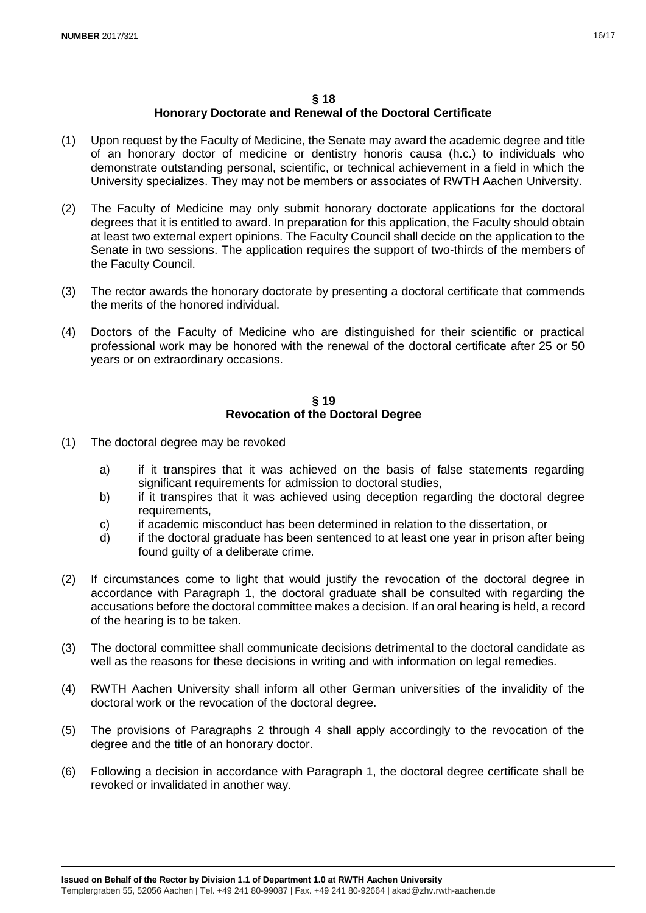## § 18
## Honorary Doctorate and Renewal of the Doctoral Certificate

(1) Upon request by the Faculty of Medicine, the Senate may award the academic degree and title of an honorary doctor of medicine or dentistry honoris causa (h.c.) to individuals who demonstrate outstanding personal, scientific, or technical achievement in a field in which the University specializes. They may not be members or associates of RWTH Aachen University.

(2) The Faculty of Medicine may only submit honorary doctorate applications for the doctoral degrees that it is entitled to award. In preparation for this application, the Faculty should obtain at least two external expert opinions. The Faculty Council shall decide on the application to the Senate in two sessions. The application requires the support of two-thirds of the members of the Faculty Council.

(3) The rector awards the honorary doctorate by presenting a doctoral certificate that commends the merits of the honored individual.

(4) Doctors of the Faculty of Medicine who are distinguished for their scientific or practical professional work may be honored with the renewal of the doctoral certificate after 25 or 50 years or on extraordinary occasions.

## § 19
## Revocation of the Doctoral Degree

(1) The doctoral degree may be revoked

   a) if it transpires that it was achieved on the basis of false statements regarding significant requirements for admission to doctoral studies,
   b) if it transpires that it was achieved using deception regarding the doctoral degree requirements,
   c) if academic misconduct has been determined in relation to the dissertation, or
   d) if the doctoral graduate has been sentenced to at least one year in prison after being found guilty of a deliberate crime.

(2) If circumstances come to light that would justify the revocation of the doctoral degree in accordance with Paragraph 1, the doctoral graduate shall be consulted with regarding the accusations before the doctoral committee makes a decision. If an oral hearing is held, a record of the hearing is to be taken.

(3) The doctoral committee shall communicate decisions detrimental to the doctoral candidate as well as the reasons for these decisions in writing and with information on legal remedies.

(4) RWTH Aachen University shall inform all other German universities of the invalidity of the doctoral work or the revocation of the doctoral degree.

(5) The provisions of Paragraphs 2 through 4 shall apply accordingly to the revocation of the degree and the title of an honorary doctor.

(6) Following a decision in accordance with Paragraph 1, the doctoral degree certificate shall be revoked or invalidated in another way.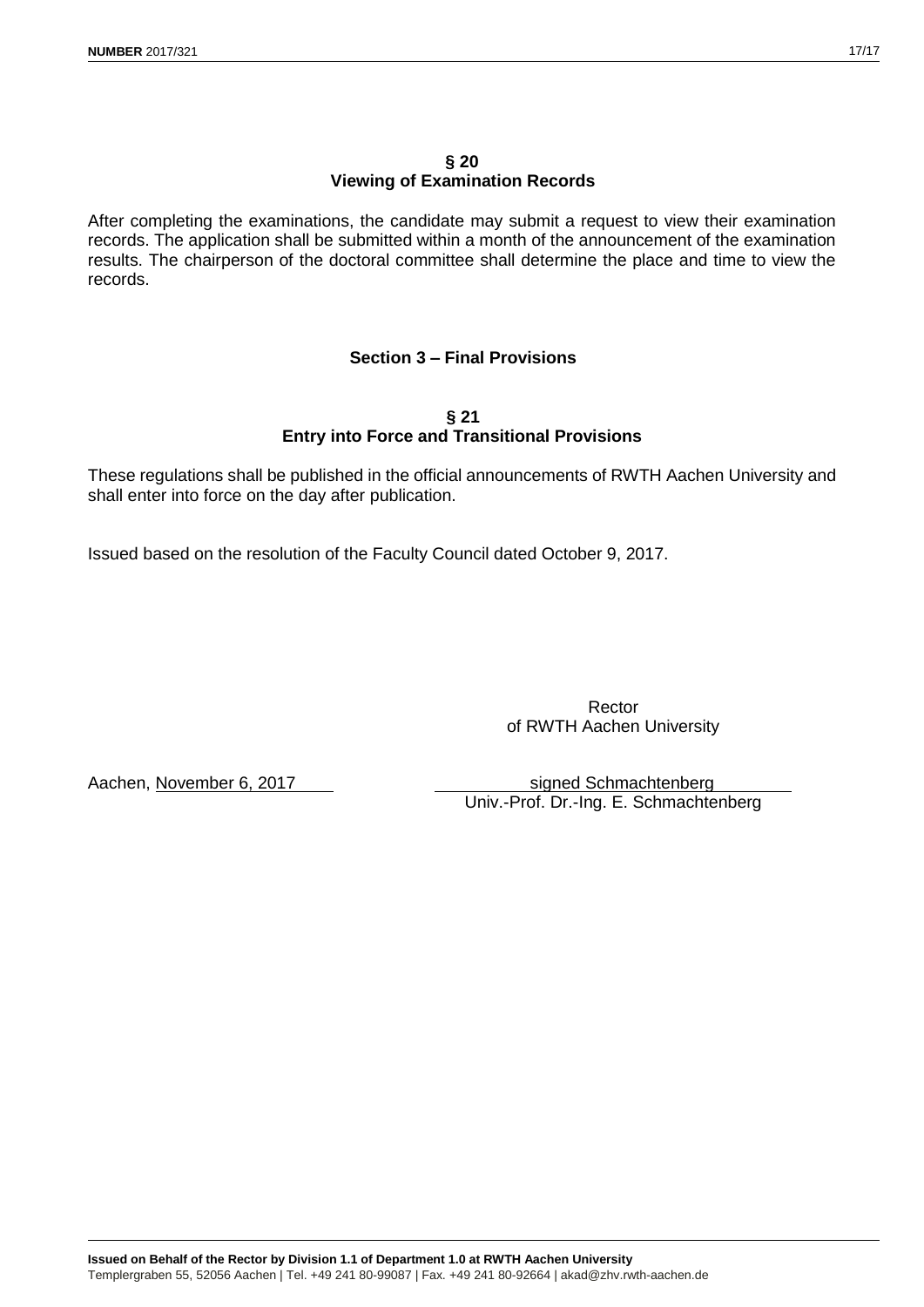### § 20
### Viewing of Examination Records

After completing the examinations, the candidate may submit a request to view their examination records. The application shall be submitted within a month of the announcement of the examination results. The chairperson of the doctoral committee shall determine the place and time to view the records.

## Section 3 – Final Provisions

### § 21
### Entry into Force and Transitional Provisions

These regulations shall be published in the official announcements of RWTH Aachen University and shall enter into force on the day after publication.

Issued based on the resolution of the Faculty Council dated October 9, 2017.

Rector
of RWTH Aachen University

Aachen, November 6, 2017

signed Schmachtenberg
Univ.-Prof. Dr.-Ing. E. Schmachtenberg

**Issued on Behalf of the Rector by Division 1.1 of Department 1.0 at RWTH Aachen University**
Templergraben 55, 52056 Aachen | Tel. +49 241 80-99087 | Fax. +49 241 80-92664 | akad@zhv.rwth-aachen.de